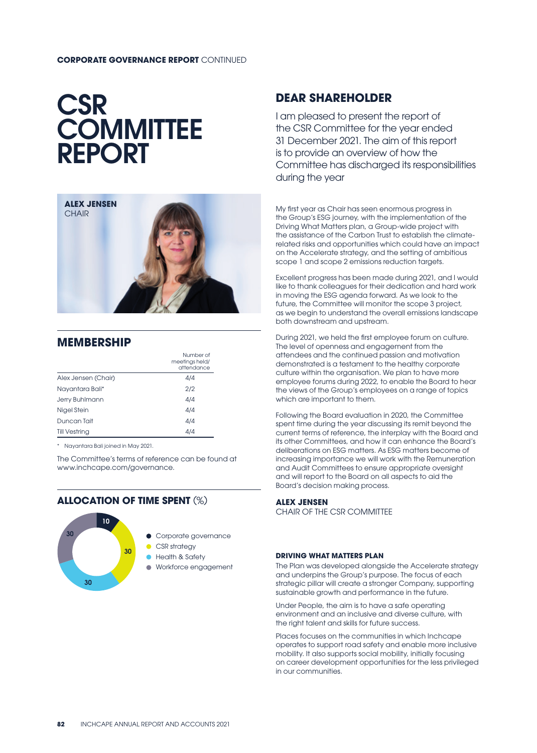# CSR COMMITTEE REPORT

**ALEX JENSEN**
CHAIR

## MEMBERSHIP

| | Number of meetings held/ attendance |
|---|---|
| Alex Jensen (Chair) | 4/4 |
| Nayantara Bali* | 2/2 |
| Jerry Buhlmann | 4/4 |
| Nigel Stein | 4/4 |
| Duncan Tait | 4/4 |
| Till Vestring | 4/4 |

\* Nayantara Bali joined in May 2021.

The Committee's terms of reference can be found at www.inchcape.com/governance.

## ALLOCATION OF TIME SPENT (%)

- Corporate governance: 10
- CSR strategy: 30
- Health & Safety: 30
- Workforce engagement: 30

## DEAR SHAREHOLDER

I am pleased to present the report of the CSR Committee for the year ended 31 December 2021. The aim of this report is to provide an overview of how the Committee has discharged its responsibilities during the year

My first year as Chair has seen enormous progress in the Group's ESG journey, with the implementation of the Driving What Matters plan, a Group-wide project with the assistance of the Carbon Trust to establish the climate-related risks and opportunities which could have an impact on the Accelerate strategy, and the setting of ambitious scope 1 and scope 2 emissions reduction targets.

Excellent progress has been made during 2021, and I would like to thank colleagues for their dedication and hard work in moving the ESG agenda forward. As we look to the future, the Committee will monitor the scope 3 project, as we begin to understand the overall emissions landscape both downstream and upstream.

During 2021, we held the first employee forum on culture. The level of openness and engagement from the attendees and the continued passion and motivation demonstrated is a testament to the healthy corporate culture within the organisation. We plan to have more employee forums during 2022, to enable the Board to hear the views of the Group's employees on a range of topics which are important to them.

Following the Board evaluation in 2020, the Committee spent time during the year discussing its remit beyond the current terms of reference, the interplay with the Board and its other Committees, and how it can enhance the Board's deliberations on ESG matters. As ESG matters become of increasing importance we will work with the Remuneration and Audit Committees to ensure appropriate oversight and will report to the Board on all aspects to aid the Board's decision making process.

**ALEX JENSEN**
CHAIR OF THE CSR COMMITTEE

### DRIVING WHAT MATTERS PLAN

The Plan was developed alongside the Accelerate strategy and underpins the Group's purpose. The focus of each strategic pillar will create a stronger Company, supporting sustainable growth and performance in the future.

Under People, the aim is to have a safe operating environment and an inclusive and diverse culture, with the right talent and skills for future success.

Places focuses on the communities in which Inchcape operates to support road safety and enable more inclusive mobility. It also supports social mobility, initially focusing on career development opportunities for the less privileged in our communities.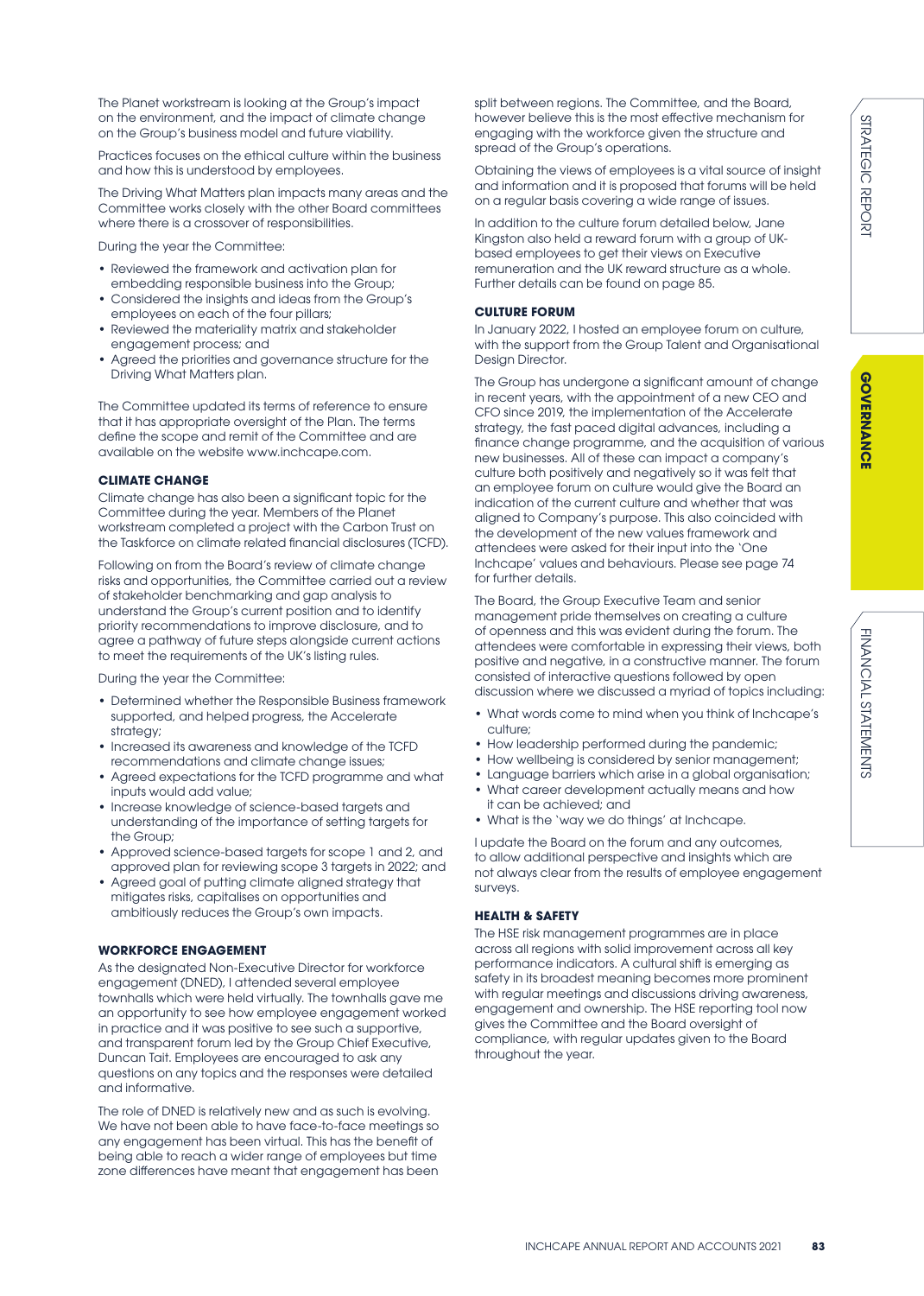The Planet workstream is looking at the Group's impact on the environment, and the impact of climate change on the Group's business model and future viability.

Practices focuses on the ethical culture within the business and how this is understood by employees.

The Driving What Matters plan impacts many areas and the Committee works closely with the other Board committees where there is a crossover of responsibilities.

During the year the Committee:

- Reviewed the framework and activation plan for embedding responsible business into the Group;
- Considered the insights and ideas from the Group's employees on each of the four pillars;
- Reviewed the materiality matrix and stakeholder engagement process; and
- Agreed the priorities and governance structure for the Driving What Matters plan.

The Committee updated its terms of reference to ensure that it has appropriate oversight of the Plan. The terms define the scope and remit of the Committee and are available on the website www.inchcape.com.

### CLIMATE CHANGE

Climate change has also been a significant topic for the Committee during the year. Members of the Planet workstream completed a project with the Carbon Trust on the Taskforce on climate related financial disclosures (TCFD).

Following on from the Board's review of climate change risks and opportunities, the Committee carried out a review of stakeholder benchmarking and gap analysis to understand the Group's current position and to identify priority recommendations to improve disclosure, and to agree a pathway of future steps alongside current actions to meet the requirements of the UK's listing rules.

During the year the Committee:

- Determined whether the Responsible Business framework supported, and helped progress, the Accelerate strategy;
- Increased its awareness and knowledge of the TCFD recommendations and climate change issues;
- Agreed expectations for the TCFD programme and what inputs would add value;
- Increase knowledge of science-based targets and understanding of the importance of setting targets for the Group;
- Approved science-based targets for scope 1 and 2, and approved plan for reviewing scope 3 targets in 2022; and
- Agreed goal of putting climate aligned strategy that mitigates risks, capitalises on opportunities and ambitiously reduces the Group's own impacts.

### WORKFORCE ENGAGEMENT

As the designated Non-Executive Director for workforce engagement (DNED), I attended several employee townhalls which were held virtually. The townhalls gave me an opportunity to see how employee engagement worked in practice and it was positive to see such a supportive, and transparent forum led by the Group Chief Executive, Duncan Tait. Employees are encouraged to ask any questions on any topics and the responses were detailed and informative.

The role of DNED is relatively new and as such is evolving. We have not been able to have face-to-face meetings so any engagement has been virtual. This has the benefit of being able to reach a wider range of employees but time zone differences have meant that engagement has been split between regions. The Committee, and the Board, however believe this is the most effective mechanism for engaging with the workforce given the structure and spread of the Group's operations.

Obtaining the views of employees is a vital source of insight and information and it is proposed that forums will be held on a regular basis covering a wide range of issues.

In addition to the culture forum detailed below, Jane Kingston also held a reward forum with a group of UK-based employees to get their views on Executive remuneration and the UK reward structure as a whole. Further details can be found on page 85.

### CULTURE FORUM

In January 2022, I hosted an employee forum on culture, with the support from the Group Talent and Organisational Design Director.

The Group has undergone a significant amount of change in recent years, with the appointment of a new CEO and CFO since 2019, the implementation of the Accelerate strategy, the fast paced digital advances, including a finance change programme, and the acquisition of various new businesses. All of these can impact a company's culture both positively and negatively so it was felt that an employee forum on culture would give the Board an indication of the current culture and whether that was aligned to Company's purpose. This also coincided with the development of the new values framework and attendees were asked for their input into the 'One Inchcape' values and behaviours. Please see page 74 for further details.

The Board, the Group Executive Team and senior management pride themselves on creating a culture of openness and this was evident during the forum. The attendees were comfortable in expressing their views, both positive and negative, in a constructive manner. The forum consisted of interactive questions followed by open discussion where we discussed a myriad of topics including:

- What words come to mind when you think of Inchcape's culture;
- How leadership performed during the pandemic;
- How wellbeing is considered by senior management;
- Language barriers which arise in a global organisation;
- What career development actually means and how it can be achieved; and
- What is the 'way we do things' at Inchcape.

I update the Board on the forum and any outcomes, to allow additional perspective and insights which are not always clear from the results of employee engagement surveys.

### HEALTH & SAFETY

The HSE risk management programmes are in place across all regions with solid improvement across all key performance indicators. A cultural shift is emerging as safety in its broadest meaning becomes more prominent with regular meetings and discussions driving awareness, engagement and ownership. The HSE reporting tool now gives the Committee and the Board oversight of compliance, with regular updates given to the Board throughout the year.